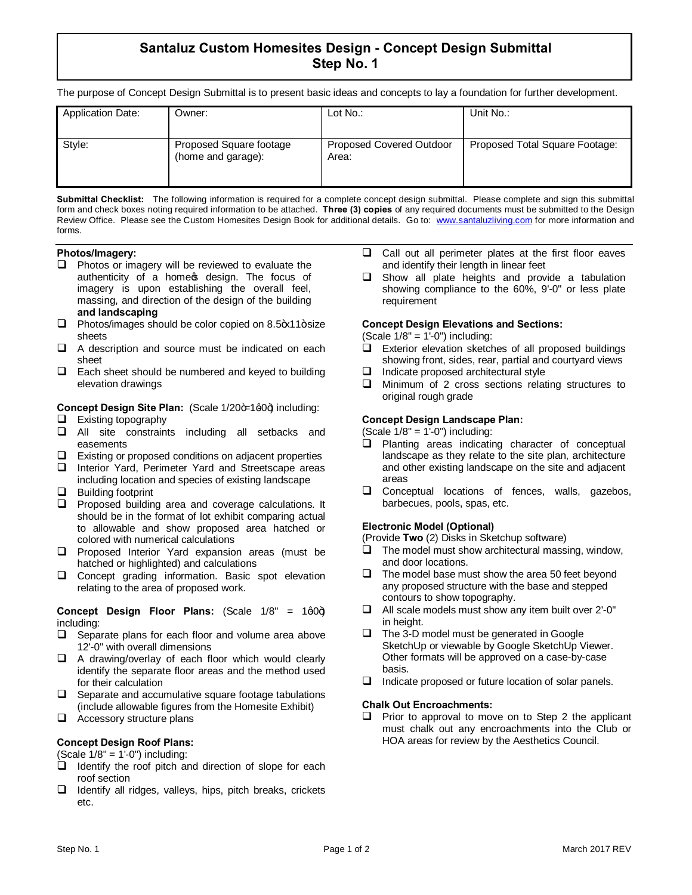# Santaluz Custom Homesites Design - Concept Design Submittal
## Step No. 1

The purpose of Concept Design Submittal is to present basic ideas and concepts to lay a foundation for further development.

| Application Date: | Owner: | Lot No.: | Unit No.: |
|---|---|---|---|
| Style: | Proposed Square footage (home and garage): | Proposed Covered Outdoor Area: | Proposed Total Square Footage: |

**Submittal Checklist:** The following information is required for a complete concept design submittal. Please complete and sign this submittal form and check boxes noting required information to be attached. **Three (3) copies** of any required documents must be submitted to the Design Review Office. Please see the Custom Homesites Design Book for additional details. Go to: www.santaluzliving.com for more information and forms.

**Photos/Imagery:**

- ❑ Photos or imagery will be reviewed to evaluate the authenticity of a home's design. The focus of imagery is upon establishing the overall feel, massing, and direction of the design of the building **and landscaping**
- ❑ Photos/images should be color copied on 8.5"x11" size sheets
- ❑ A description and source must be indicated on each sheet
- ❑ Each sheet should be numbered and keyed to building elevation drawings

**Concept Design Site Plan:** (Scale 1/20"=1'0") including:

- ❑ Existing topography
- ❑ All site constraints including all setbacks and easements
- ❑ Existing or proposed conditions on adjacent properties
- ❑ Interior Yard, Perimeter Yard and Streetscape areas including location and species of existing landscape
- ❑ Building footprint
- ❑ Proposed building area and coverage calculations. It should be in the format of lot exhibit comparing actual to allowable and show proposed area hatched or colored with numerical calculations
- ❑ Proposed Interior Yard expansion areas (must be hatched or highlighted) and calculations
- ❑ Concept grading information. Basic spot elevation relating to the area of proposed work.

**Concept Design Floor Plans:** (Scale 1/8" = 1'0") including:

- ❑ Separate plans for each floor and volume area above 12'-0" with overall dimensions
- ❑ A drawing/overlay of each floor which would clearly identify the separate floor areas and the method used for their calculation
- ❑ Separate and accumulative square footage tabulations (include allowable figures from the Homesite Exhibit)
- ❑ Accessory structure plans

**Concept Design Roof Plans:**

(Scale 1/8" = 1'-0") including:

- ❑ Identify the roof pitch and direction of slope for each roof section
- ❑ Identify all ridges, valleys, hips, pitch breaks, crickets etc.
- ❑ Call out all perimeter plates at the first floor eaves and identify their length in linear feet
- ❑ Show all plate heights and provide a tabulation showing compliance to the 60%, 9'-0" or less plate requirement

**Concept Design Elevations and Sections:**

(Scale 1/8" = 1'-0") including:

- ❑ Exterior elevation sketches of all proposed buildings showing front, sides, rear, partial and courtyard views
- ❑ Indicate proposed architectural style
- ❑ Minimum of 2 cross sections relating structures to original rough grade

**Concept Design Landscape Plan:**

(Scale 1/8" = 1'-0") including:

- ❑ Planting areas indicating character of conceptual landscape as they relate to the site plan, architecture and other existing landscape on the site and adjacent areas
- ❑ Conceptual locations of fences, walls, gazebos, barbecues, pools, spas, etc.

**Electronic Model (Optional)**

(Provide **Two** (2) Disks in Sketchup software)

- ❑ The model must show architectural massing, window, and door locations.
- ❑ The model base must show the area 50 feet beyond any proposed structure with the base and stepped contours to show topography.
- ❑ All scale models must show any item built over 2'-0" in height.
- ❑ The 3-D model must be generated in Google SketchUp or viewable by Google SketchUp Viewer. Other formats will be approved on a case-by-case basis.
- ❑ Indicate proposed or future location of solar panels.

**Chalk Out Encroachments:**

- ❑ Prior to approval to move on to Step 2 the applicant must chalk out any encroachments into the Club or HOA areas for review by the Aesthetics Council.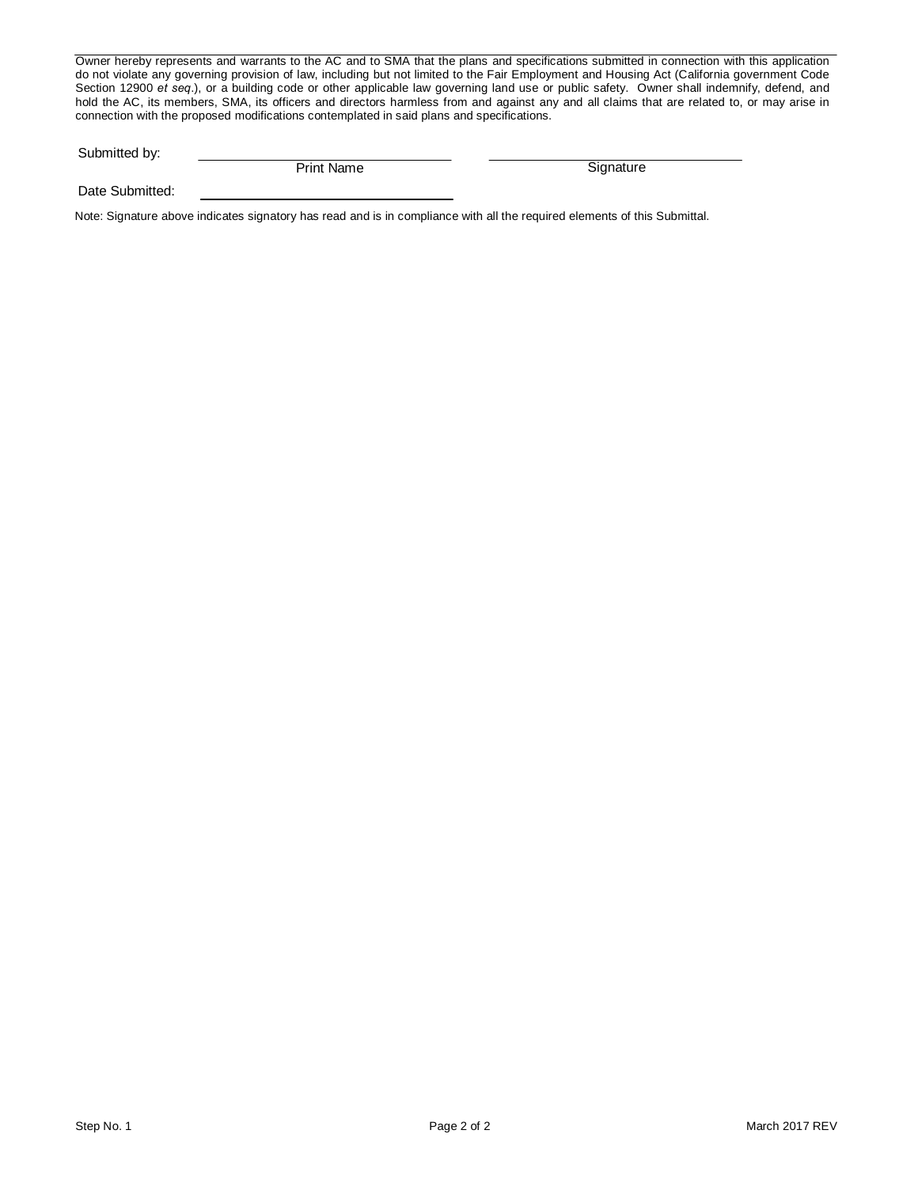Owner hereby represents and warrants to the AC and to SMA that the plans and specifications submitted in connection with this application do not violate any governing provision of law, including but not limited to the Fair Employment and Housing Act (California government Code Section 12900 *et seq*.), or a building code or other applicable law governing land use or public safety. Owner shall indemnify, defend, and hold the AC, its members, SMA, its officers and directors harmless from and against any and all claims that are related to, or may arise in connection with the proposed modifications contemplated in said plans and specifications.

Submitted by: ______________________________ ______________________________

Print Name Signature

Date Submitted: ______________________________

Note: Signature above indicates signatory has read and is in compliance with all the required elements of this Submittal.

Step No. 1 March 2017 REV